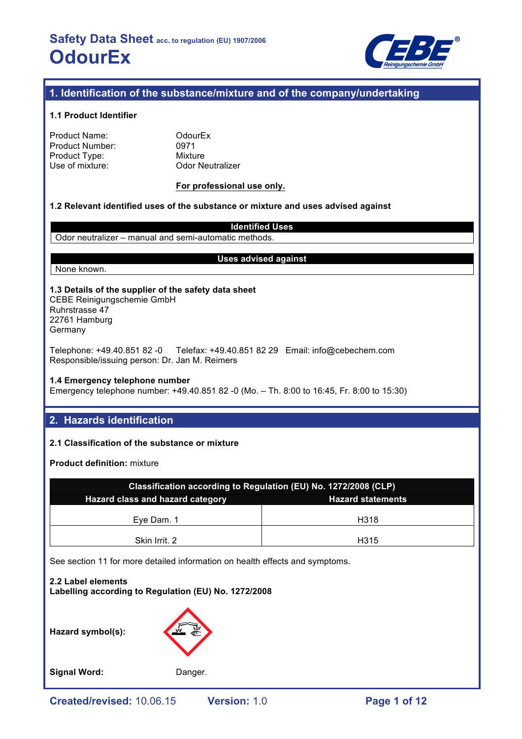# Safety Data Sheet acc. to regulation (EU) 1907/2006
# OdourEx

## 1. Identification of the substance/mixture and of the company/undertaking

### 1.1 Product Identifier

Product Name: OdourEx
Product Number: 0971
Product Type: Mixture
Use of mixture: Odor Neutralizer

**For professional use only.**

### 1.2 Relevant identified uses of the substance or mixture and uses advised against

| Identified Uses |
|---|
| Odor neutralizer – manual and semi-automatic methods. |

| Uses advised against |
|---|
| None known. |

### 1.3 Details of the supplier of the safety data sheet

CEBE Reinigungschemie GmbH
Ruhrstrasse 47
22761 Hamburg
Germany

Telephone: +49.40.851 82 -0 Telefax: +49.40.851 82 29 Email: info@cebechem.com
Responsible/issuing person: Dr. Jan M. Reimers

### 1.4 Emergency telephone number

Emergency telephone number: +49.40.851 82 -0 (Mo. – Th. 8:00 to 16:45, Fr. 8:00 to 15:30)

## 2. Hazards identification

### 2.1 Classification of the substance or mixture

**Product definition:** mixture

| Classification according to Regulation (EU) No. 1272/2008 (CLP) | |
|---|---|
| **Hazard class and hazard category** | **Hazard statements** |
| Eye Dam. 1 | H318 |
| Skin Irrit. 2 | H315 |

See section 11 for more detailed information on health effects and symptoms.

### 2.2 Label elements

**Labelling according to Regulation (EU) No. 1272/2008**

**Hazard symbol(s):**

**Signal Word:** Danger.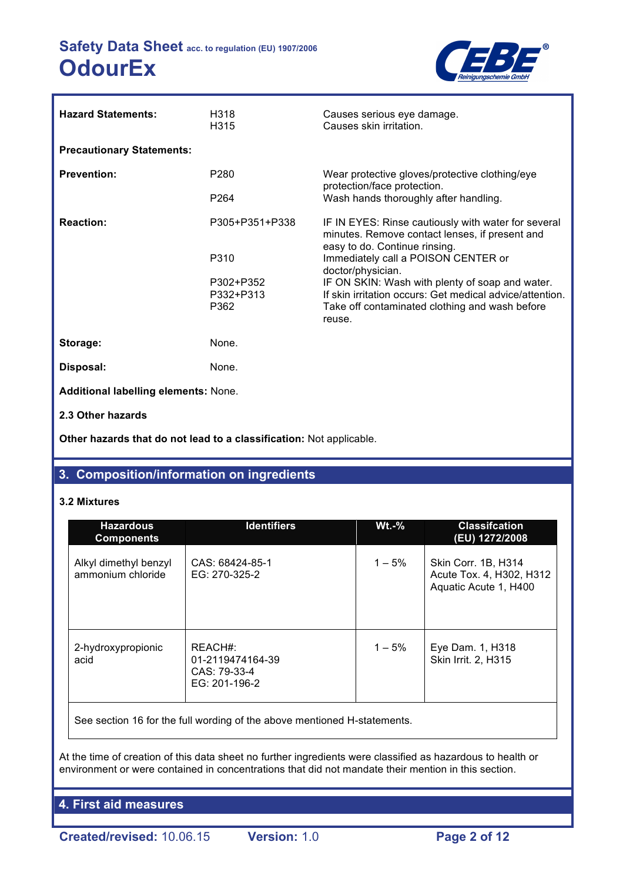| | | |
|---|---|---|
| **Hazard Statements:** | H318<br>H315 | Causes serious eye damage.<br>Causes skin irritation. |
| **Precautionary Statements:** | | |
| **Prevention:** | P280<br><br>P264 | Wear protective gloves/protective clothing/eye protection/face protection.<br>Wash hands thoroughly after handling. |
| **Reaction:** | P305+P351+P338<br><br>P310<br><br>P302+P352<br>P332+P313<br>P362 | IF IN EYES: Rinse cautiously with water for several minutes. Remove contact lenses, if present and easy to do. Continue rinsing.<br>Immediately call a POISON CENTER or doctor/physician.<br>IF ON SKIN: Wash with plenty of soap and water.<br>If skin irritation occurs: Get medical advice/attention.<br>Take off contaminated clothing and wash before reuse. |
| **Storage:** | None. | |
| **Disposal:** | None. | |

**Additional labelling elements:** None.

**2.3 Other hazards**

**Other hazards that do not lead to a classification:** Not applicable.

## 3. Composition/information on ingredients

### 3.2 Mixtures

| Hazardous Components | Identifiers | Wt.-% | Classifcation (EU) 1272/2008 |
|---|---|---|---|
| Alkyl dimethyl benzyl ammonium chloride | CAS: 68424-85-1<br>EG: 270-325-2 | 1 – 5% | Skin Corr. 1B, H314<br>Acute Tox. 4, H302, H312<br>Aquatic Acute 1, H400 |
| 2-hydroxypropionic acid | REACH#:<br>01-2119474164-39<br>CAS: 79-33-4<br>EG: 201-196-2 | 1 – 5% | Eye Dam. 1, H318<br>Skin Irrit. 2, H315 |
| See section 16 for the full wording of the above mentioned H-statements. | | | |

At the time of creation of this data sheet no further ingredients were classified as hazardous to health or environment or were contained in concentrations that did not mandate their mention in this section.

## 4. First aid measures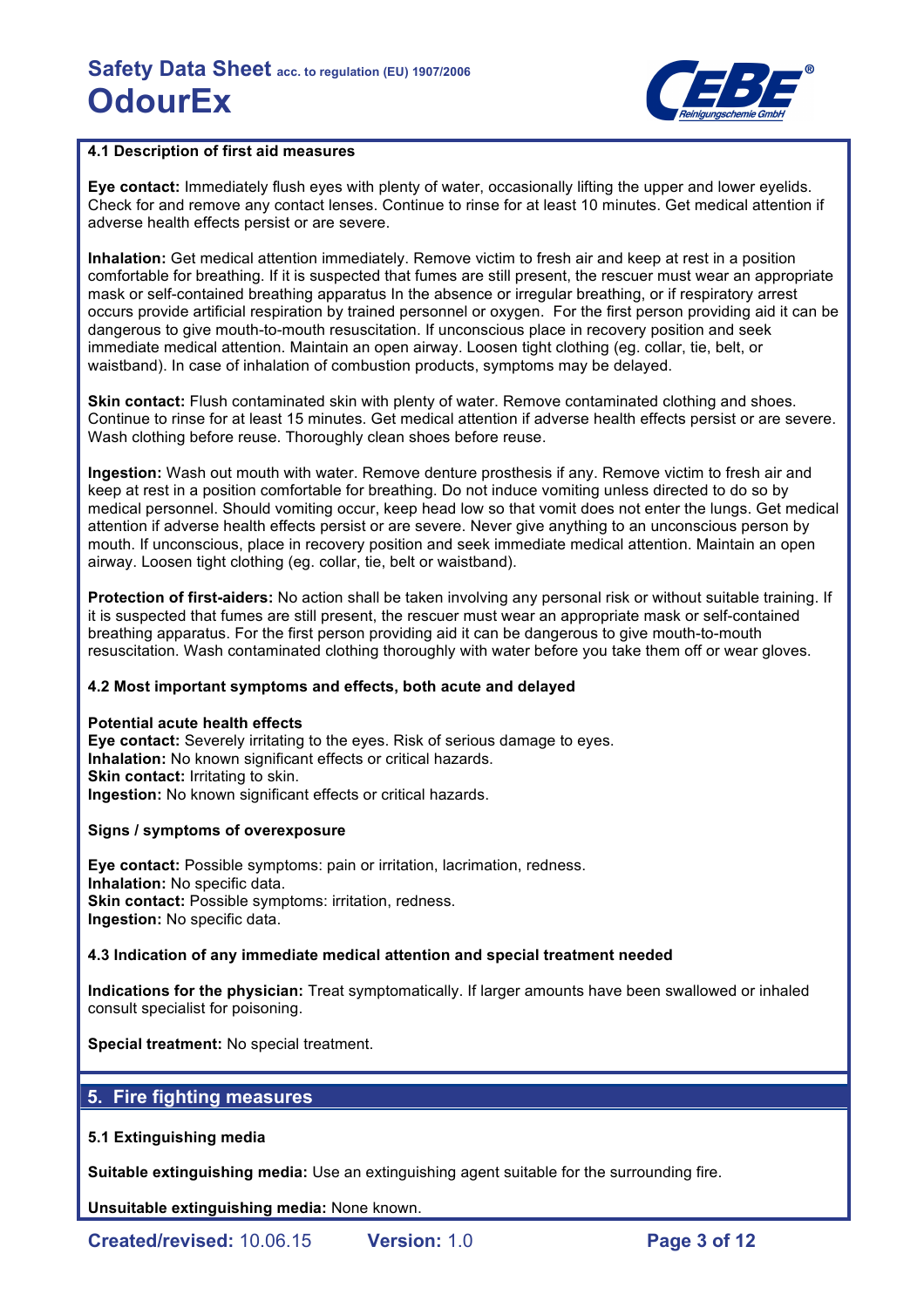### 4.1 Description of first aid measures

**Eye contact:** Immediately flush eyes with plenty of water, occasionally lifting the upper and lower eyelids. Check for and remove any contact lenses. Continue to rinse for at least 10 minutes. Get medical attention if adverse health effects persist or are severe.

**Inhalation:** Get medical attention immediately. Remove victim to fresh air and keep at rest in a position comfortable for breathing. If it is suspected that fumes are still present, the rescuer must wear an appropriate mask or self-contained breathing apparatus In the absence or irregular breathing, or if respiratory arrest occurs provide artificial respiration by trained personnel or oxygen. For the first person providing aid it can be dangerous to give mouth-to-mouth resuscitation. If unconscious place in recovery position and seek immediate medical attention. Maintain an open airway. Loosen tight clothing (eg. collar, tie, belt, or waistband). In case of inhalation of combustion products, symptoms may be delayed.

**Skin contact:** Flush contaminated skin with plenty of water. Remove contaminated clothing and shoes. Continue to rinse for at least 15 minutes. Get medical attention if adverse health effects persist or are severe. Wash clothing before reuse. Thoroughly clean shoes before reuse.

**Ingestion:** Wash out mouth with water. Remove denture prosthesis if any. Remove victim to fresh air and keep at rest in a position comfortable for breathing. Do not induce vomiting unless directed to do so by medical personnel. Should vomiting occur, keep head low so that vomit does not enter the lungs. Get medical attention if adverse health effects persist or are severe. Never give anything to an unconscious person by mouth. If unconscious, place in recovery position and seek immediate medical attention. Maintain an open airway. Loosen tight clothing (eg. collar, tie, belt or waistband).

**Protection of first-aiders:** No action shall be taken involving any personal risk or without suitable training. If it is suspected that fumes are still present, the rescuer must wear an appropriate mask or self-contained breathing apparatus. For the first person providing aid it can be dangerous to give mouth-to-mouth resuscitation. Wash contaminated clothing thoroughly with water before you take them off or wear gloves.

### 4.2 Most important symptoms and effects, both acute and delayed

**Potential acute health effects**
**Eye contact:** Severely irritating to the eyes. Risk of serious damage to eyes.
**Inhalation:** No known significant effects or critical hazards.
**Skin contact:** Irritating to skin.
**Ingestion:** No known significant effects or critical hazards.

**Signs / symptoms of overexposure**

**Eye contact:** Possible symptoms: pain or irritation, lacrimation, redness.
**Inhalation:** No specific data.
**Skin contact:** Possible symptoms: irritation, redness.
**Ingestion:** No specific data.

### 4.3 Indication of any immediate medical attention and special treatment needed

**Indications for the physician:** Treat symptomatically. If larger amounts have been swallowed or inhaled consult specialist for poisoning.

**Special treatment:** No special treatment.

## 5. Fire fighting measures

### 5.1 Extinguishing media

**Suitable extinguishing media:** Use an extinguishing agent suitable for the surrounding fire.

**Unsuitable extinguishing media:** None known.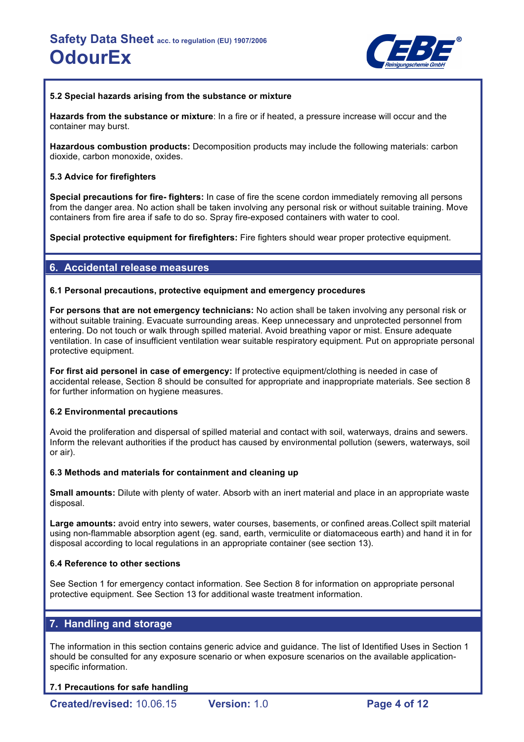### 5.2 Special hazards arising from the substance or mixture

**Hazards from the substance or mixture**: In a fire or if heated, a pressure increase will occur and the container may burst.

**Hazardous combustion products:** Decomposition products may include the following materials: carbon dioxide, carbon monoxide, oxides.

### 5.3 Advice for firefighters

**Special precautions for fire- fighters:** In case of fire the scene cordon immediately removing all persons from the danger area. No action shall be taken involving any personal risk or without suitable training. Move containers from fire area if safe to do so. Spray fire-exposed containers with water to cool.

**Special protective equipment for firefighters:** Fire fighters should wear proper protective equipment.

## 6. Accidental release measures

### 6.1 Personal precautions, protective equipment and emergency procedures

**For persons that are not emergency technicians:** No action shall be taken involving any personal risk or without suitable training. Evacuate surrounding areas. Keep unnecessary and unprotected personnel from entering. Do not touch or walk through spilled material. Avoid breathing vapor or mist. Ensure adequate ventilation. In case of insufficient ventilation wear suitable respiratory equipment. Put on appropriate personal protective equipment.

**For first aid personel in case of emergency:** If protective equipment/clothing is needed in case of accidental release, Section 8 should be consulted for appropriate and inappropriate materials. See section 8 for further information on hygiene measures.

### 6.2 Environmental precautions

Avoid the proliferation and dispersal of spilled material and contact with soil, waterways, drains and sewers. Inform the relevant authorities if the product has caused by environmental pollution (sewers, waterways, soil or air).

### 6.3 Methods and materials for containment and cleaning up

**Small amounts:** Dilute with plenty of water. Absorb with an inert material and place in an appropriate waste disposal.

**Large amounts:** avoid entry into sewers, water courses, basements, or confined areas.Collect spilt material using non-flammable absorption agent (eg. sand, earth, vermiculite or diatomaceous earth) and hand it in for disposal according to local regulations in an appropriate container (see section 13).

### 6.4 Reference to other sections

See Section 1 for emergency contact information. See Section 8 for information on appropriate personal protective equipment. See Section 13 for additional waste treatment information.

## 7. Handling and storage

The information in this section contains generic advice and guidance. The list of Identified Uses in Section 1 should be consulted for any exposure scenario or when exposure scenarios on the available application-specific information.

### 7.1 Precautions for safe handling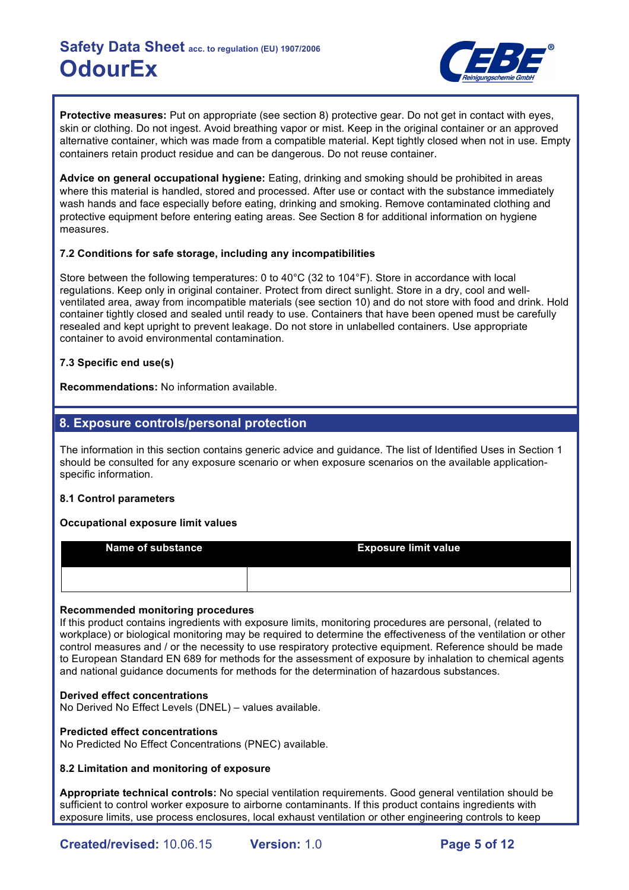**Protective measures:** Put on appropriate (see section 8) protective gear. Do not get in contact with eyes, skin or clothing. Do not ingest. Avoid breathing vapor or mist. Keep in the original container or an approved alternative container, which was made from a compatible material. Kept tightly closed when not in use. Empty containers retain product residue and can be dangerous. Do not reuse container.

**Advice on general occupational hygiene:** Eating, drinking and smoking should be prohibited in areas where this material is handled, stored and processed. After use or contact with the substance immediately wash hands and face especially before eating, drinking and smoking. Remove contaminated clothing and protective equipment before entering eating areas. See Section 8 for additional information on hygiene measures.

### 7.2 Conditions for safe storage, including any incompatibilities

Store between the following temperatures: 0 to 40°C (32 to 104°F). Store in accordance with local regulations. Keep only in original container. Protect from direct sunlight. Store in a dry, cool and well-ventilated area, away from incompatible materials (see section 10) and do not store with food and drink. Hold container tightly closed and sealed until ready to use. Containers that have been opened must be carefully resealed and kept upright to prevent leakage. Do not store in unlabelled containers. Use appropriate container to avoid environmental contamination.

### 7.3 Specific end use(s)

**Recommendations:** No information available.

## 8. Exposure controls/personal protection

The information in this section contains generic advice and guidance. The list of Identified Uses in Section 1 should be consulted for any exposure scenario or when exposure scenarios on the available application-specific information.

### 8.1 Control parameters

**Occupational exposure limit values**

| Name of substance | Exposure limit value |
|---|---|
| | |

**Recommended monitoring procedures**
If this product contains ingredients with exposure limits, monitoring procedures are personal, (related to workplace) or biological monitoring may be required to determine the effectiveness of the ventilation or other control measures and / or the necessity to use respiratory protective equipment. Reference should be made to European Standard EN 689 for methods for the assessment of exposure by inhalation to chemical agents and national guidance documents for methods for the determination of hazardous substances.

**Derived effect concentrations**
No Derived No Effect Levels (DNEL) – values available.

**Predicted effect concentrations**
No Predicted No Effect Concentrations (PNEC) available.

### 8.2 Limitation and monitoring of exposure

**Appropriate technical controls:** No special ventilation requirements. Good general ventilation should be sufficient to control worker exposure to airborne contaminants. If this product contains ingredients with exposure limits, use process enclosures, local exhaust ventilation or other engineering controls to keep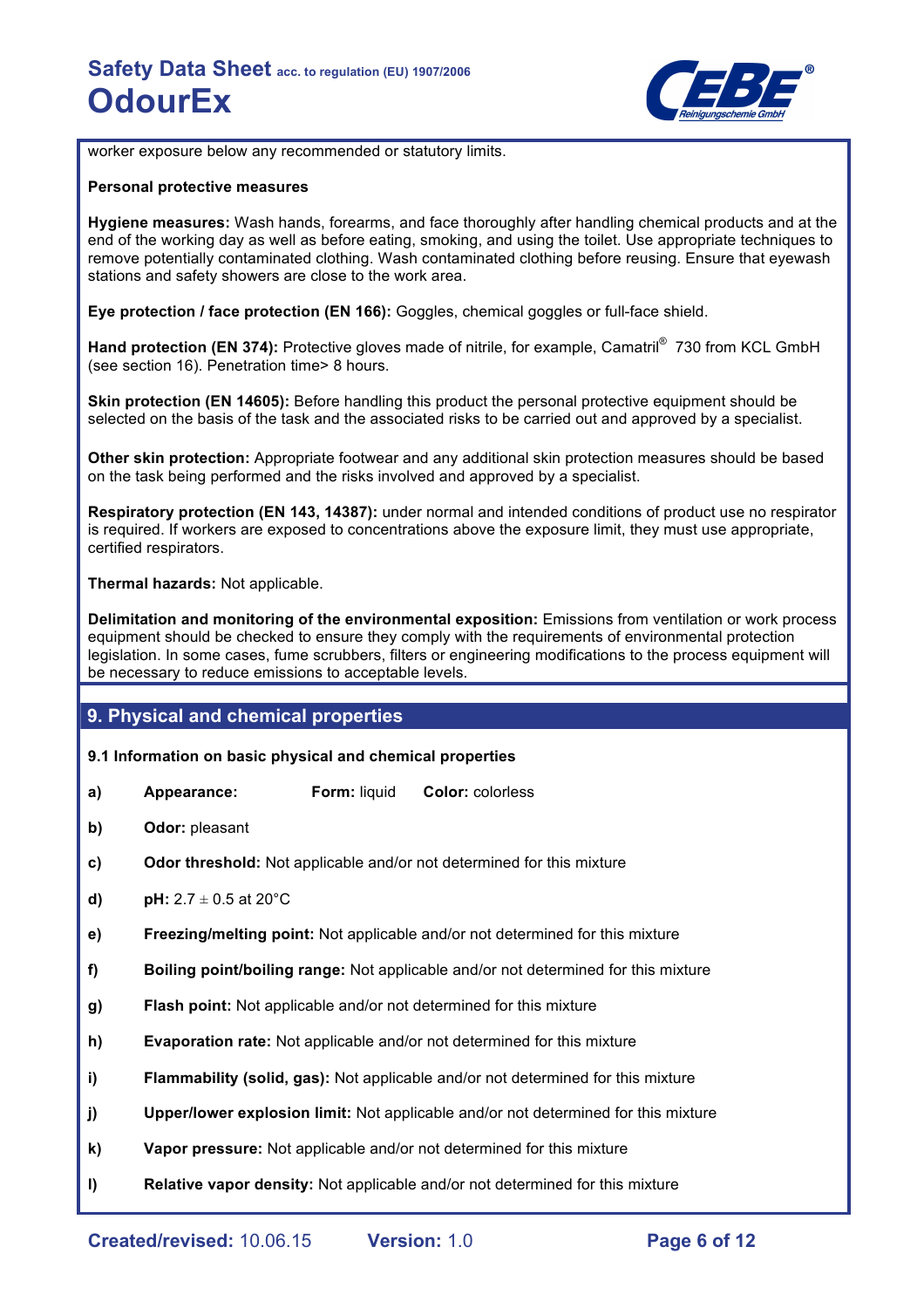worker exposure below any recommended or statutory limits.

**Personal protective measures**

**Hygiene measures:** Wash hands, forearms, and face thoroughly after handling chemical products and at the end of the working day as well as before eating, smoking, and using the toilet. Use appropriate techniques to remove potentially contaminated clothing. Wash contaminated clothing before reusing. Ensure that eyewash stations and safety showers are close to the work area.

**Eye protection / face protection (EN 166):** Goggles, chemical goggles or full-face shield.

**Hand protection (EN 374):** Protective gloves made of nitrile, for example, Camatril® 730 from KCL GmbH (see section 16). Penetration time> 8 hours.

**Skin protection (EN 14605):** Before handling this product the personal protective equipment should be selected on the basis of the task and the associated risks to be carried out and approved by a specialist.

**Other skin protection:** Appropriate footwear and any additional skin protection measures should be based on the task being performed and the risks involved and approved by a specialist.

**Respiratory protection (EN 143, 14387):** under normal and intended conditions of product use no respirator is required. If workers are exposed to concentrations above the exposure limit, they must use appropriate, certified respirators.

**Thermal hazards:** Not applicable.

**Delimitation and monitoring of the environmental exposition:** Emissions from ventilation or work process equipment should be checked to ensure they comply with the requirements of environmental protection legislation. In some cases, fume scrubbers, filters or engineering modifications to the process equipment will be necessary to reduce emissions to acceptable levels.

## 9. Physical and chemical properties

**9.1 Information on basic physical and chemical properties**

**a)** **Appearance:** **Form:** liquid **Color:** colorless

**b)** **Odor:** pleasant

**c)** **Odor threshold:** Not applicable and/or not determined for this mixture

**d)** **pH:** $2.7 \pm 0.5$ at 20°C

**e)** **Freezing/melting point:** Not applicable and/or not determined for this mixture

**f)** **Boiling point/boiling range:** Not applicable and/or not determined for this mixture

**g)** **Flash point:** Not applicable and/or not determined for this mixture

**h)** **Evaporation rate:** Not applicable and/or not determined for this mixture

**i)** **Flammability (solid, gas):** Not applicable and/or not determined for this mixture

**j)** **Upper/lower explosion limit:** Not applicable and/or not determined for this mixture

**k)** **Vapor pressure:** Not applicable and/or not determined for this mixture

**l)** **Relative vapor density:** Not applicable and/or not determined for this mixture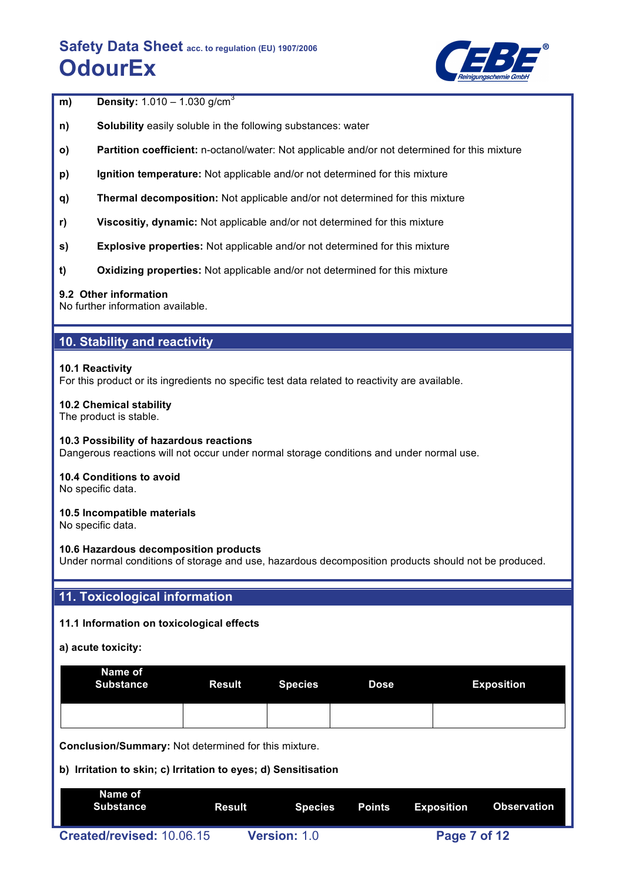**m)** **Density:** 1.010 – 1.030 g/cm$^3$

**n)** **Solubility** easily soluble in the following substances: water

**o)** **Partition coefficient:** n-octanol/water: Not applicable and/or not determined for this mixture

**p)** **Ignition temperature:** Not applicable and/or not determined for this mixture

**q)** **Thermal decomposition:** Not applicable and/or not determined for this mixture

**r)** **Viscositiy, dynamic:** Not applicable and/or not determined for this mixture

**s)** **Explosive properties:** Not applicable and/or not determined for this mixture

**t)** **Oxidizing properties:** Not applicable and/or not determined for this mixture

**9.2 Other information**
No further information available.

## 10. Stability and reactivity

**10.1 Reactivity**
For this product or its ingredients no specific test data related to reactivity are available.

**10.2 Chemical stability**
The product is stable.

**10.3 Possibility of hazardous reactions**
Dangerous reactions will not occur under normal storage conditions and under normal use.

**10.4 Conditions to avoid**
No specific data.

**10.5 Incompatible materials**
No specific data.

**10.6 Hazardous decomposition products**
Under normal conditions of storage and use, hazardous decomposition products should not be produced.

## 11. Toxicological information

**11.1 Information on toxicological effects**

**a) acute toxicity:**

| Name of Substance | Result | Species | Dose | Exposition |
|---|---|---|---|---|
| | | | | |

**Conclusion/Summary:** Not determined for this mixture.

**b) Irritation to skin; c) Irritation to eyes; d) Sensitisation**

| Name of Substance | Result | Species | Points | Exposition | Observation |
|---|---|---|---|---|---|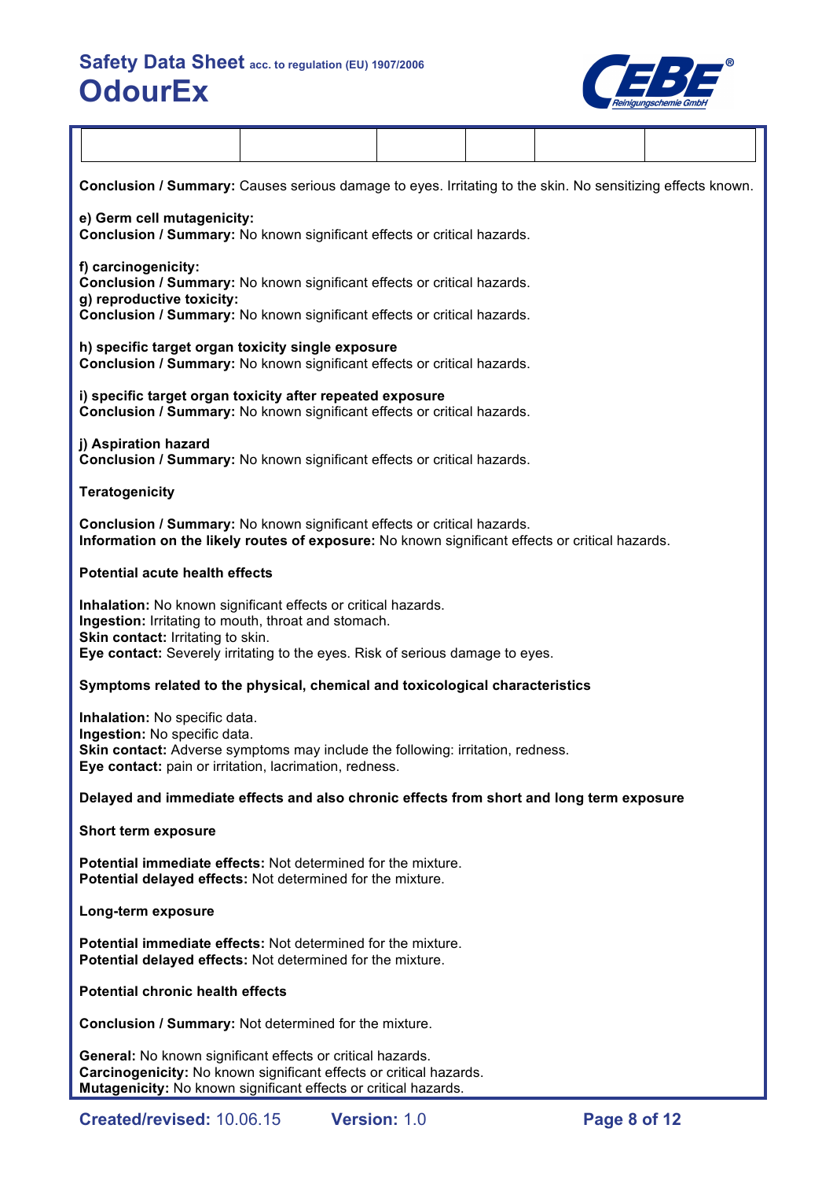| | | | | | |
|---|---|---|---|---|---|
| | | | | | |

**Conclusion / Summary:** Causes serious damage to eyes. Irritating to the skin. No sensitizing effects known.

**e) Germ cell mutagenicity:**
**Conclusion / Summary:** No known significant effects or critical hazards.

**f) carcinogenicity:**
**Conclusion / Summary:** No known significant effects or critical hazards.
**g) reproductive toxicity:**
**Conclusion / Summary:** No known significant effects or critical hazards.

**h) specific target organ toxicity single exposure**
**Conclusion / Summary:** No known significant effects or critical hazards.

**i) specific target organ toxicity after repeated exposure**
**Conclusion / Summary:** No known significant effects or critical hazards.

**j) Aspiration hazard**
**Conclusion / Summary:** No known significant effects or critical hazards.

**Teratogenicity**

**Conclusion / Summary:** No known significant effects or critical hazards.
**Information on the likely routes of exposure:** No known significant effects or critical hazards.

**Potential acute health effects**

**Inhalation:** No known significant effects or critical hazards.
**Ingestion:** Irritating to mouth, throat and stomach.
**Skin contact:** Irritating to skin.
**Eye contact:** Severely irritating to the eyes. Risk of serious damage to eyes.

**Symptoms related to the physical, chemical and toxicological characteristics**

**Inhalation:** No specific data.
**Ingestion:** No specific data.
**Skin contact:** Adverse symptoms may include the following: irritation, redness.
**Eye contact:** pain or irritation, lacrimation, redness.

**Delayed and immediate effects and also chronic effects from short and long term exposure**

**Short term exposure**

**Potential immediate effects:** Not determined for the mixture.
**Potential delayed effects:** Not determined for the mixture.

**Long-term exposure**

**Potential immediate effects:** Not determined for the mixture.
**Potential delayed effects:** Not determined for the mixture.

**Potential chronic health effects**

**Conclusion / Summary:** Not determined for the mixture.

**General:** No known significant effects or critical hazards.
**Carcinogenicity:** No known significant effects or critical hazards.
**Mutagenicity:** No known significant effects or critical hazards.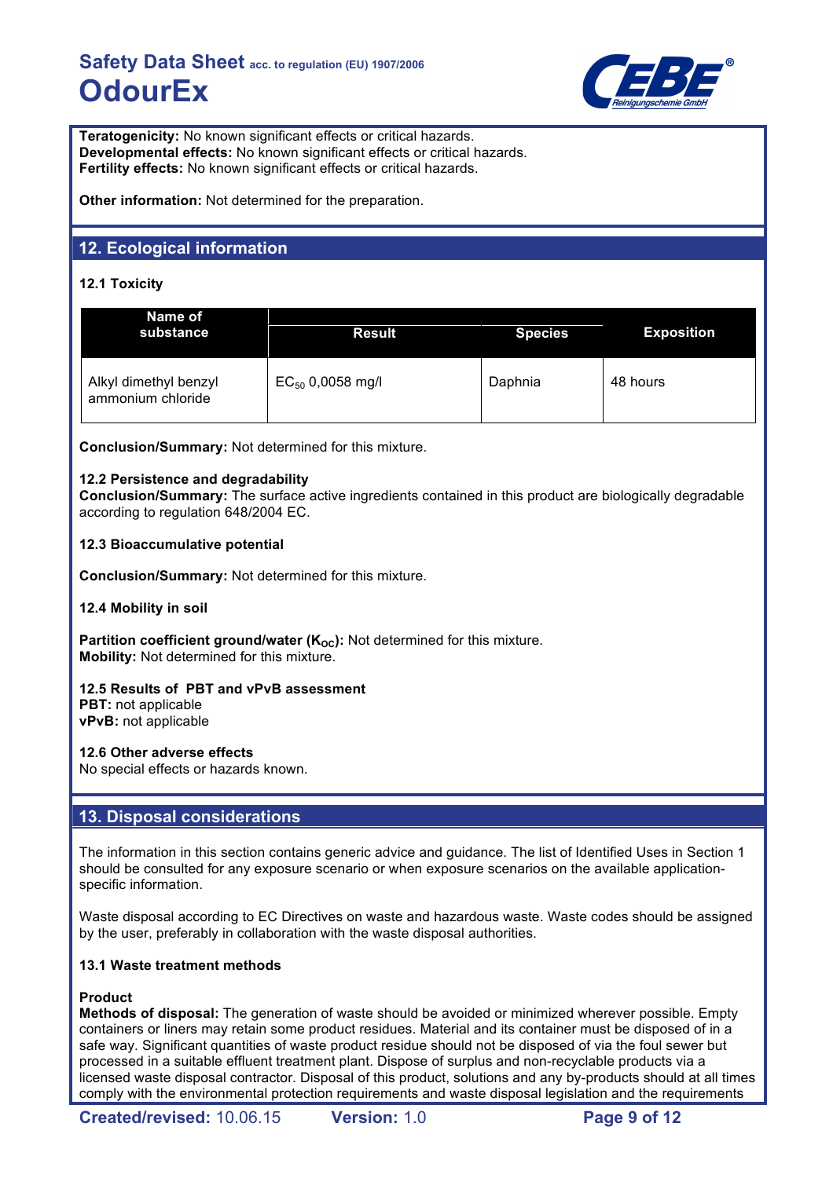**Teratogenicity:** No known significant effects or critical hazards.
**Developmental effects:** No known significant effects or critical hazards.
**Fertility effects:** No known significant effects or critical hazards.

**Other information:** Not determined for the preparation.

## 12. Ecological information

### 12.1 Toxicity

| Name of substance | Result | Species | Exposition |
|---|---|---|---|
| Alkyl dimethyl benzyl ammonium chloride | $EC_{50}$ 0,0058 mg/l | Daphnia | 48 hours |

**Conclusion/Summary:** Not determined for this mixture.

### 12.2 Persistence and degradability

**Conclusion/Summary:** The surface active ingredients contained in this product are biologically degradable according to regulation 648/2004 EC.

### 12.3 Bioaccumulative potential

**Conclusion/Summary:** Not determined for this mixture.

### 12.4 Mobility in soil

**Partition coefficient ground/water ($K_{OC}$):** Not determined for this mixture.
**Mobility:** Not determined for this mixture.

### 12.5 Results of PBT and vPvB assessment

**PBT:** not applicable
**vPvB:** not applicable

### 12.6 Other adverse effects

No special effects or hazards known.

## 13. Disposal considerations

The information in this section contains generic advice and guidance. The list of Identified Uses in Section 1 should be consulted for any exposure scenario or when exposure scenarios on the available application-specific information.

Waste disposal according to EC Directives on waste and hazardous waste. Waste codes should be assigned by the user, preferably in collaboration with the waste disposal authorities.

### 13.1 Waste treatment methods

**Product**
**Methods of disposal:** The generation of waste should be avoided or minimized wherever possible. Empty containers or liners may retain some product residues. Material and its container must be disposed of in a safe way. Significant quantities of waste product residue should not be disposed of via the foul sewer but processed in a suitable effluent treatment plant. Dispose of surplus and non-recyclable products via a licensed waste disposal contractor. Disposal of this product, solutions and any by-products should at all times comply with the environmental protection requirements and waste disposal legislation and the requirements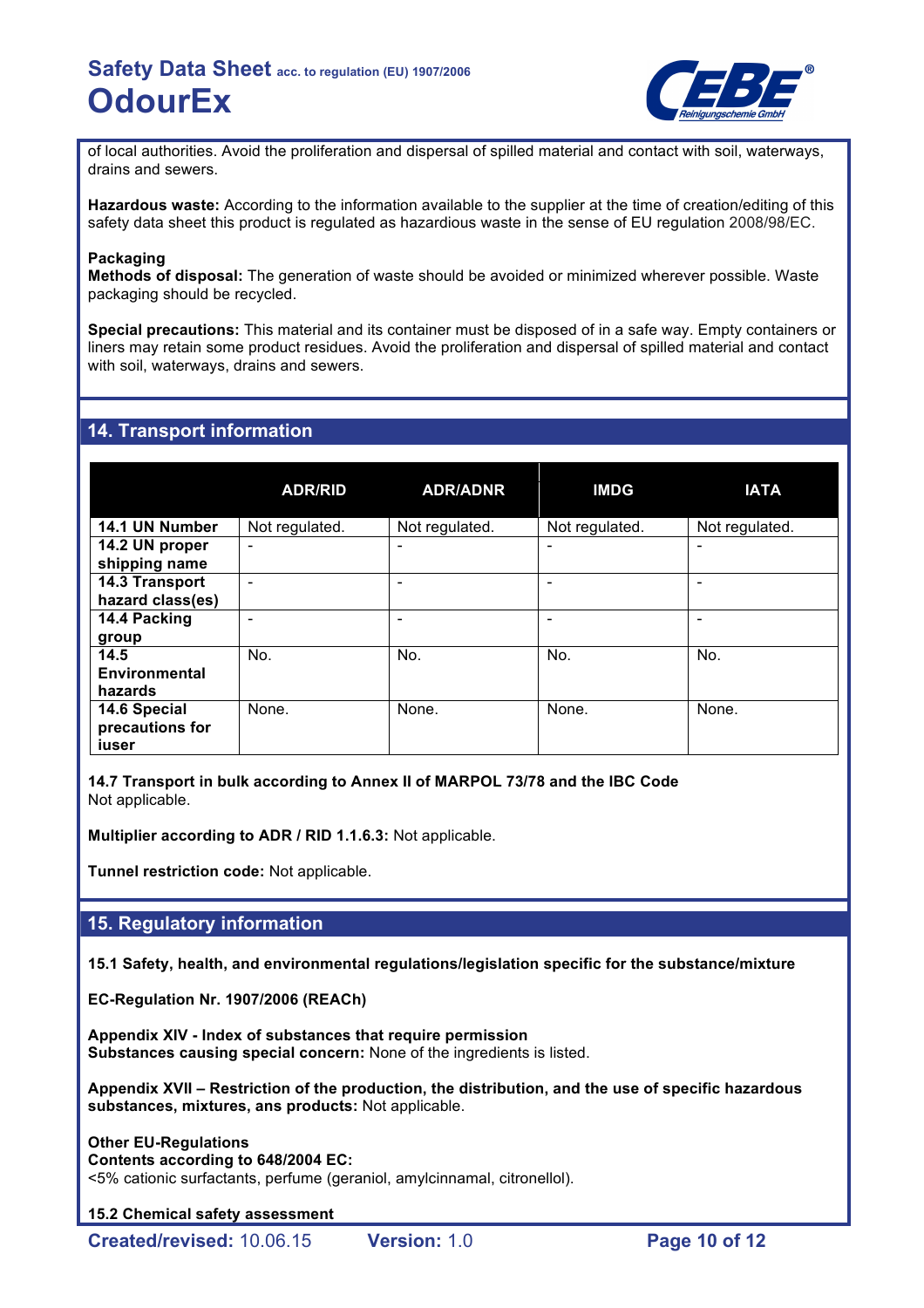of local authorities. Avoid the proliferation and dispersal of spilled material and contact with soil, waterways, drains and sewers.

**Hazardous waste:** According to the information available to the supplier at the time of creation/editing of this safety data sheet this product is regulated as hazardious waste in the sense of EU regulation 2008/98/EC.

**Packaging**
**Methods of disposal:** The generation of waste should be avoided or minimized wherever possible. Waste packaging should be recycled.

**Special precautions:** This material and its container must be disposed of in a safe way. Empty containers or liners may retain some product residues. Avoid the proliferation and dispersal of spilled material and contact with soil, waterways, drains and sewers.

## 14. Transport information

| | ADR/RID | ADR/ADNR | IMDG | IATA |
|---|---|---|---|---|
| **14.1 UN Number** | Not regulated. | Not regulated. | Not regulated. | Not regulated. |
| **14.2 UN proper shipping name** | - | - | - | - |
| **14.3 Transport hazard class(es)** | - | - | - | - |
| **14.4 Packing group** | - | - | - | - |
| **14.5 Environmental hazards** | No. | No. | No. | No. |
| **14.6 Special precautions for iuser** | None. | None. | None. | None. |

**14.7 Transport in bulk according to Annex II of MARPOL 73/78 and the IBC Code**
Not applicable.

**Multiplier according to ADR / RID 1.1.6.3:** Not applicable.

**Tunnel restriction code:** Not applicable.

## 15. Regulatory information

**15.1 Safety, health, and environmental regulations/legislation specific for the substance/mixture**

**EC-Regulation Nr. 1907/2006 (REACh)**

**Appendix XIV - Index of substances that require permission**
**Substances causing special concern:** None of the ingredients is listed.

**Appendix XVII – Restriction of the production, the distribution, and the use of specific hazardous substances, mixtures, ans products:** Not applicable.

**Other EU-Regulations**
**Contents according to 648/2004 EC:**
<5% cationic surfactants, perfume (geraniol, amylcinnamal, citronellol).

**15.2 Chemical safety assessment**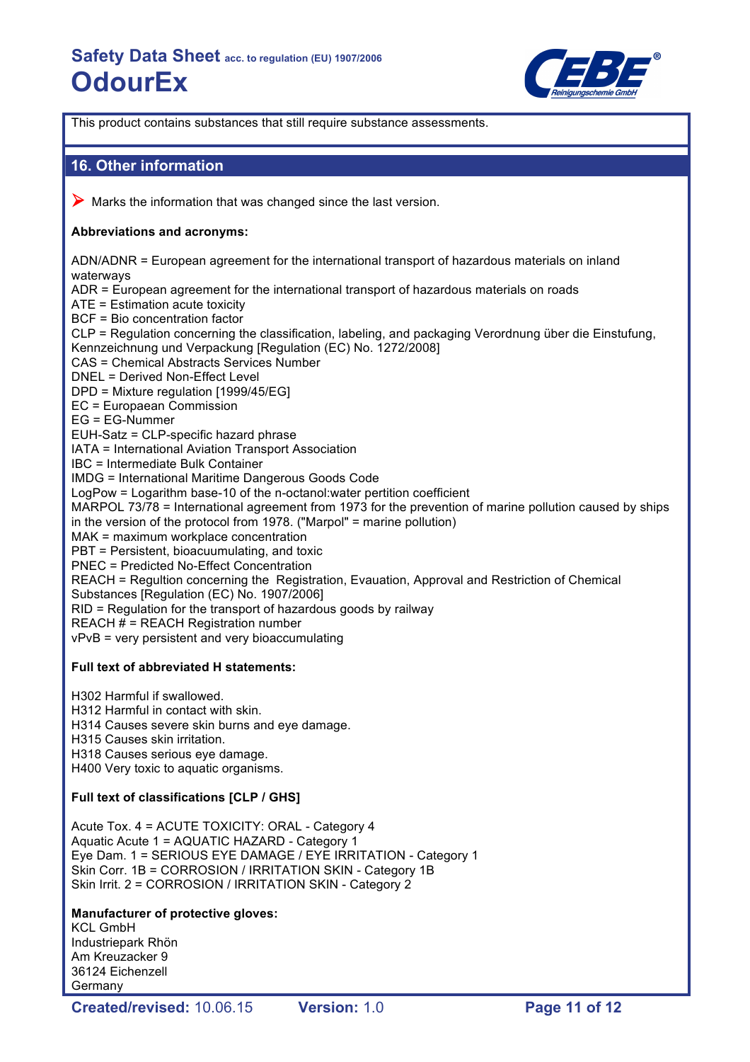This product contains substances that still require substance assessments.

## 16. Other information

➤ Marks the information that was changed since the last version.

**Abbreviations and acronyms:**

ADN/ADNR = European agreement for the international transport of hazardous materials on inland waterways
ADR = European agreement for the international transport of hazardous materials on roads
ATE = Estimation acute toxicity
BCF = Bio concentration factor
CLP = Regulation concerning the classification, labeling, and packaging Verordnung über die Einstufung, Kennzeichnung und Verpackung [Regulation (EC) No. 1272/2008]
CAS = Chemical Abstracts Services Number
DNEL = Derived Non-Effect Level
DPD = Mixture regulation [1999/45/EG]
EC = Europaean Commission
EG = EG-Nummer
EUH-Satz = CLP-specific hazard phrase
IATA = International Aviation Transport Association
IBC = Intermediate Bulk Container
IMDG = International Maritime Dangerous Goods Code
LogPow = Logarithm base-10 of the n-octanol:water pertition coefficient
MARPOL 73/78 = International agreement from 1973 for the prevention of marine pollution caused by ships in the version of the protocol from 1978. ("Marpol" = marine pollution)
MAK = maximum workplace concentration
PBT = Persistent, bioacuumulating, and toxic
PNEC = Predicted No-Effect Concentration
REACH = Regultion concerning the Registration, Evauation, Approval and Restriction of Chemical Substances [Regulation (EC) No. 1907/2006]
RID = Regulation for the transport of hazardous goods by railway
REACH # = REACH Registration number
vPvB = very persistent and very bioaccumulating

**Full text of abbreviated H statements:**

H302 Harmful if swallowed.
H312 Harmful in contact with skin.
H314 Causes severe skin burns and eye damage.
H315 Causes skin irritation.
H318 Causes serious eye damage.
H400 Very toxic to aquatic organisms.

**Full text of classifications [CLP / GHS]**

Acute Tox. 4 = ACUTE TOXICITY: ORAL - Category 4
Aquatic Acute 1 = AQUATIC HAZARD - Category 1
Eye Dam. 1 = SERIOUS EYE DAMAGE / EYE IRRITATION - Category 1
Skin Corr. 1B = CORROSION / IRRITATION SKIN - Category 1B
Skin Irrit. 2 = CORROSION / IRRITATION SKIN - Category 2

**Manufacturer of protective gloves:**
KCL GmbH
Industriepark Rhön
Am Kreuzacker 9
36124 Eichenzell
Germany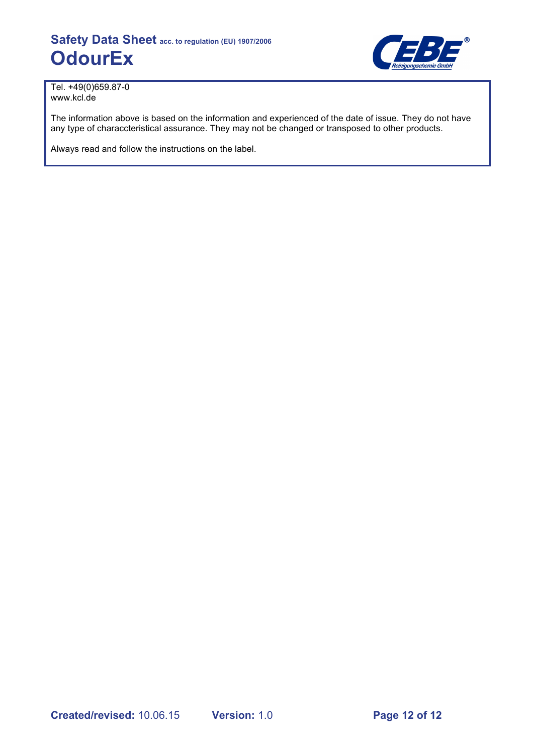Tel. +49(0)659.87-0
www.kcl.de

The information above is based on the information and experienced of the date of issue. They do not have any type of characcteristical assurance. They may not be changed or transposed to other products.

Always read and follow the instructions on the label.